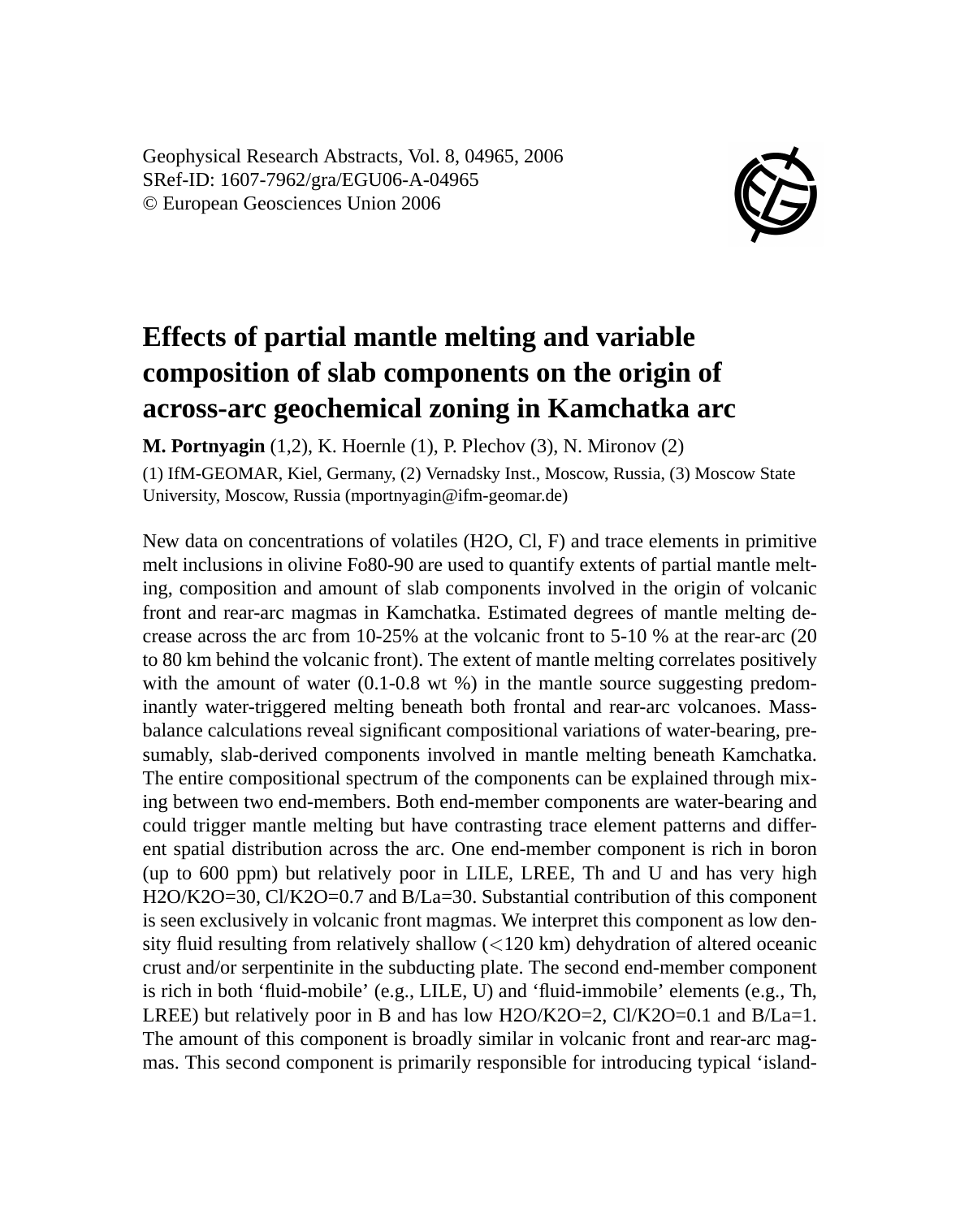Geophysical Research Abstracts, Vol. 8, 04965, 2006
SRef-ID: 1607-7962/gra/EGU06-A-04965
© European Geosciences Union 2006

# Effects of partial mantle melting and variable composition of slab components on the origin of across-arc geochemical zoning in Kamchatka arc

**M. Portnyagin** (1,2), K. Hoernle (1), P. Plechov (3), N. Mironov (2)

(1) IfM-GEOMAR, Kiel, Germany, (2) Vernadsky Inst., Moscow, Russia, (3) Moscow State University, Moscow, Russia (mportnyagin@ifm-geomar.de)

New data on concentrations of volatiles (H2O, Cl, F) and trace elements in primitive melt inclusions in olivine Fo80-90 are used to quantify extents of partial mantle melting, composition and amount of slab components involved in the origin of volcanic front and rear-arc magmas in Kamchatka. Estimated degrees of mantle melting decrease across the arc from 10-25% at the volcanic front to 5-10 % at the rear-arc (20 to 80 km behind the volcanic front). The extent of mantle melting correlates positively with the amount of water (0.1-0.8 wt %) in the mantle source suggesting predominantly water-triggered melting beneath both frontal and rear-arc volcanoes. Mass-balance calculations reveal significant compositional variations of water-bearing, presumably, slab-derived components involved in mantle melting beneath Kamchatka. The entire compositional spectrum of the components can be explained through mixing between two end-members. Both end-member components are water-bearing and could trigger mantle melting but have contrasting trace element patterns and different spatial distribution across the arc. One end-member component is rich in boron (up to 600 ppm) but relatively poor in LILE, LREE, Th and U and has very high H2O/K2O=30, Cl/K2O=0.7 and B/La=30. Substantial contribution of this component is seen exclusively in volcanic front magmas. We interpret this component as low density fluid resulting from relatively shallow (<120 km) dehydration of altered oceanic crust and/or serpentinite in the subducting plate. The second end-member component is rich in both 'fluid-mobile' (e.g., LILE, U) and 'fluid-immobile' elements (e.g., Th, LREE) but relatively poor in B and has low H2O/K2O=2, Cl/K2O=0.1 and B/La=1. The amount of this component is broadly similar in volcanic front and rear-arc magmas. This second component is primarily responsible for introducing typical 'island-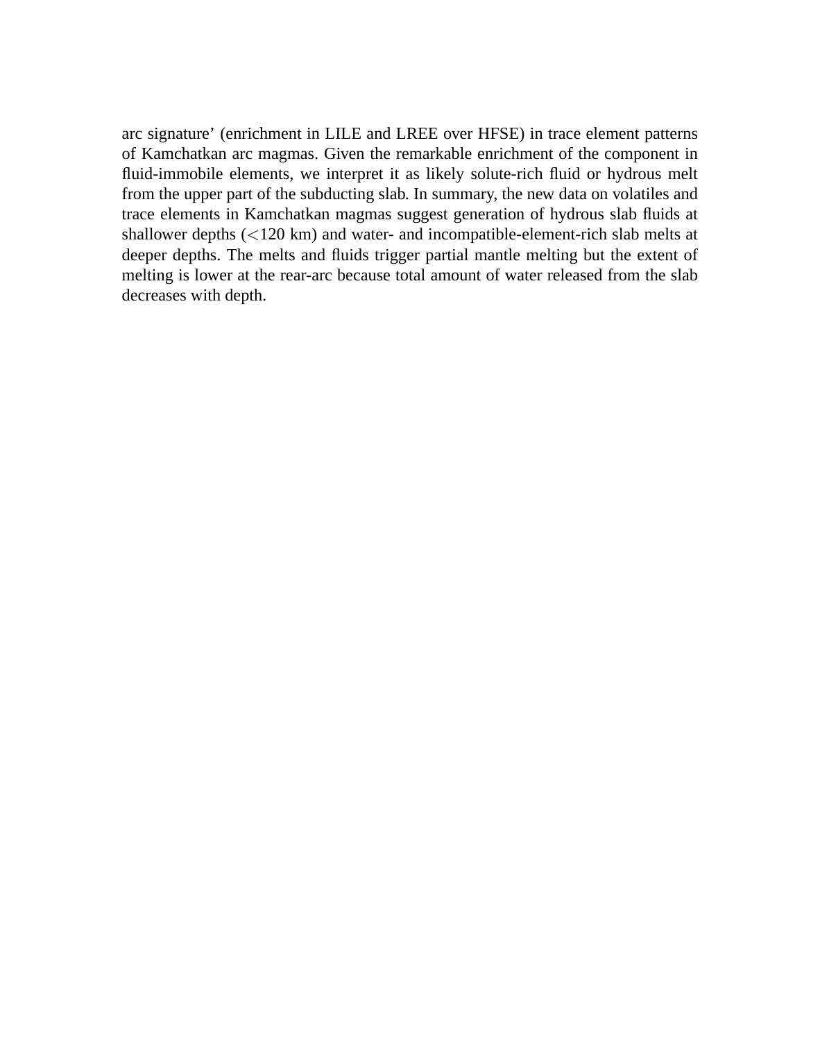arc signature' (enrichment in LILE and LREE over HFSE) in trace element patterns of Kamchatkan arc magmas. Given the remarkable enrichment of the component in fluid-immobile elements, we interpret it as likely solute-rich fluid or hydrous melt from the upper part of the subducting slab. In summary, the new data on volatiles and trace elements in Kamchatkan magmas suggest generation of hydrous slab fluids at shallower depths ($<$120 km) and water- and incompatible-element-rich slab melts at deeper depths. The melts and fluids trigger partial mantle melting but the extent of melting is lower at the rear-arc because total amount of water released from the slab decreases with depth.